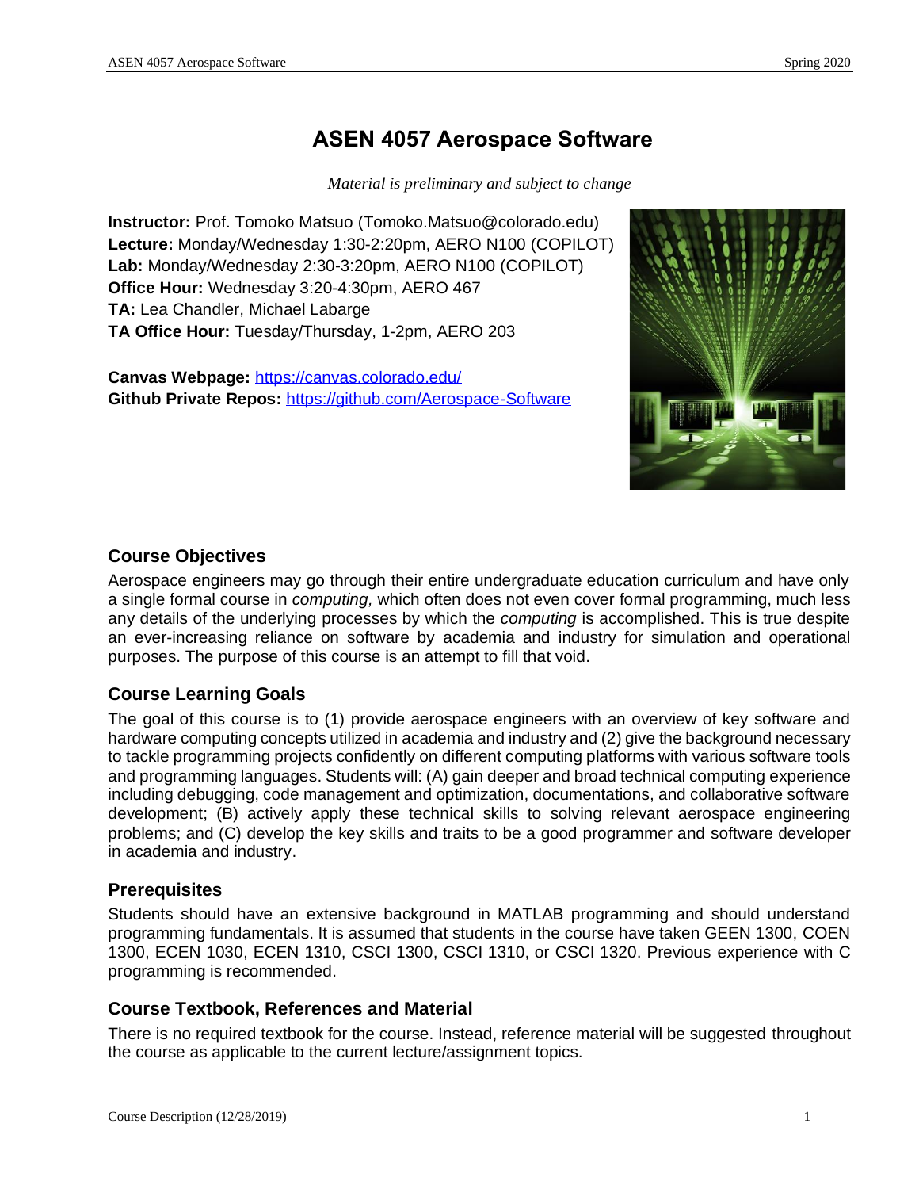# ASEN 4057 Aerospace Software

*Material is preliminary and subject to change*

**Instructor:** Prof. Tomoko Matsuo (Tomoko.Matsuo@colorado.edu)
**Lecture:** Monday/Wednesday 1:30-2:20pm, AERO N100 (COPILOT)
**Lab:** Monday/Wednesday 2:30-3:20pm, AERO N100 (COPILOT)
**Office Hour:** Wednesday 3:20-4:30pm, AERO 467
**TA:** Lea Chandler, Michael Labarge
**TA Office Hour:** Tuesday/Thursday, 1-2pm, AERO 203

**Canvas Webpage:** https://canvas.colorado.edu/
**Github Private Repos:** https://github.com/Aerospace-Software

## Course Objectives

Aerospace engineers may go through their entire undergraduate education curriculum and have only a single formal course in *computing,* which often does not even cover formal programming, much less any details of the underlying processes by which the *computing* is accomplished. This is true despite an ever-increasing reliance on software by academia and industry for simulation and operational purposes. The purpose of this course is an attempt to fill that void.

## Course Learning Goals

The goal of this course is to (1) provide aerospace engineers with an overview of key software and hardware computing concepts utilized in academia and industry and (2) give the background necessary to tackle programming projects confidently on different computing platforms with various software tools and programming languages. Students will: (A) gain deeper and broad technical computing experience including debugging, code management and optimization, documentations, and collaborative software development; (B) actively apply these technical skills to solving relevant aerospace engineering problems; and (C) develop the key skills and traits to be a good programmer and software developer in academia and industry.

## Prerequisites

Students should have an extensive background in MATLAB programming and should understand programming fundamentals. It is assumed that students in the course have taken GEEN 1300, COEN 1300, ECEN 1030, ECEN 1310, CSCI 1300, CSCI 1310, or CSCI 1320. Previous experience with C programming is recommended.

## Course Textbook, References and Material

There is no required textbook for the course. Instead, reference material will be suggested throughout the course as applicable to the current lecture/assignment topics.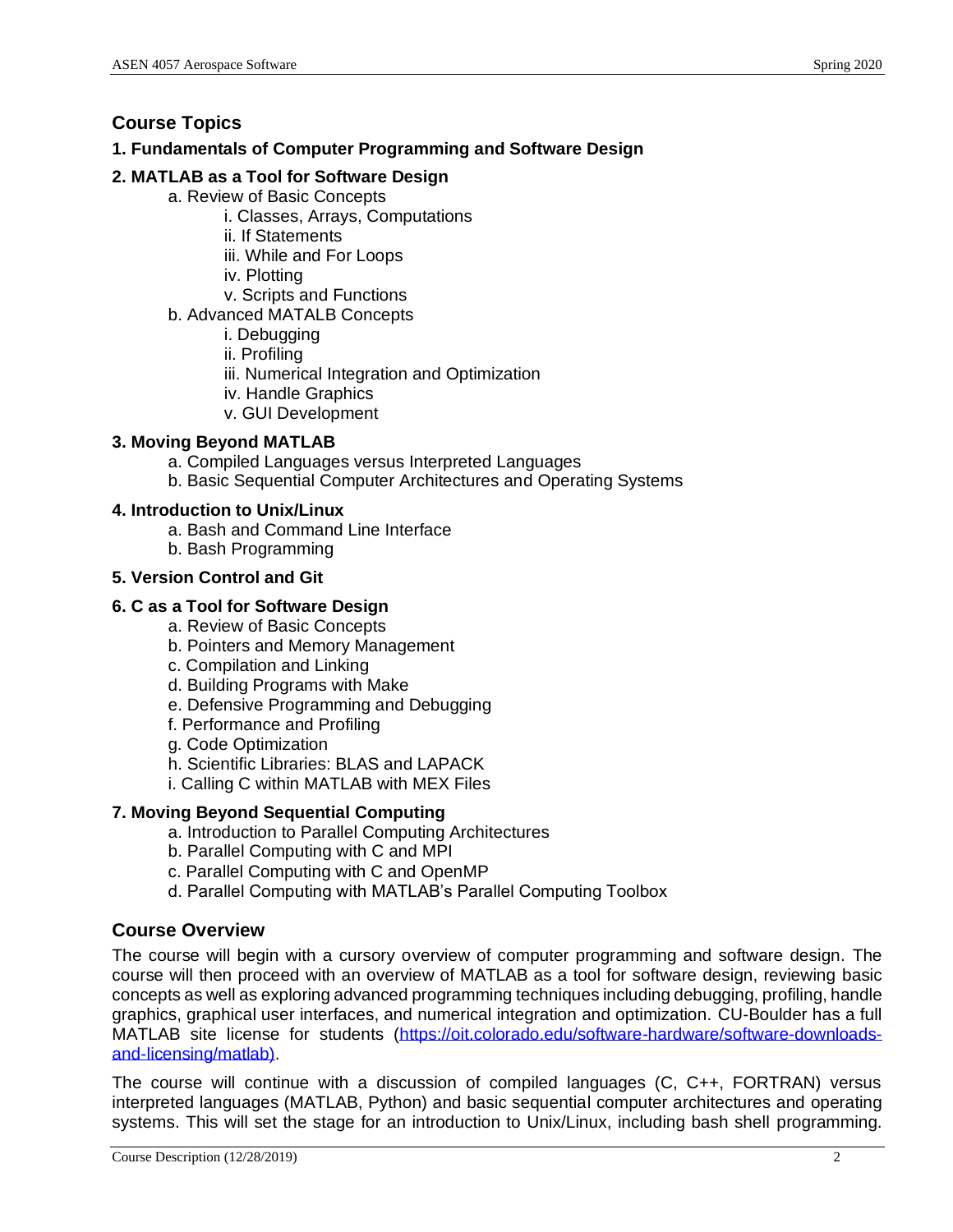## Course Topics

**1. Fundamentals of Computer Programming and Software Design**

**2. MATLAB as a Tool for Software Design**

- a. Review of Basic Concepts
  - i. Classes, Arrays, Computations
  - ii. If Statements
  - iii. While and For Loops
  - iv. Plotting
  - v. Scripts and Functions
- b. Advanced MATALB Concepts
  - i. Debugging
  - ii. Profiling
  - iii. Numerical Integration and Optimization
  - iv. Handle Graphics
  - v. GUI Development

**3. Moving Beyond MATLAB**

- a. Compiled Languages versus Interpreted Languages
- b. Basic Sequential Computer Architectures and Operating Systems

**4. Introduction to Unix/Linux**

- a. Bash and Command Line Interface
- b. Bash Programming

**5. Version Control and Git**

**6. C as a Tool for Software Design**

- a. Review of Basic Concepts
- b. Pointers and Memory Management
- c. Compilation and Linking
- d. Building Programs with Make
- e. Defensive Programming and Debugging
- f. Performance and Profiling
- g. Code Optimization
- h. Scientific Libraries: BLAS and LAPACK
- i. Calling C within MATLAB with MEX Files

**7. Moving Beyond Sequential Computing**

- a. Introduction to Parallel Computing Architectures
- b. Parallel Computing with C and MPI
- c. Parallel Computing with C and OpenMP
- d. Parallel Computing with MATLAB's Parallel Computing Toolbox

## Course Overview

The course will begin with a cursory overview of computer programming and software design. The course will then proceed with an overview of MATLAB as a tool for software design, reviewing basic concepts as well as exploring advanced programming techniques including debugging, profiling, handle graphics, graphical user interfaces, and numerical integration and optimization. CU-Boulder has a full MATLAB site license for students (https://oit.colorado.edu/software-hardware/software-downloads-and-licensing/matlab).

The course will continue with a discussion of compiled languages (C, C++, FORTRAN) versus interpreted languages (MATLAB, Python) and basic sequential computer architectures and operating systems. This will set the stage for an introduction to Unix/Linux, including bash shell programming.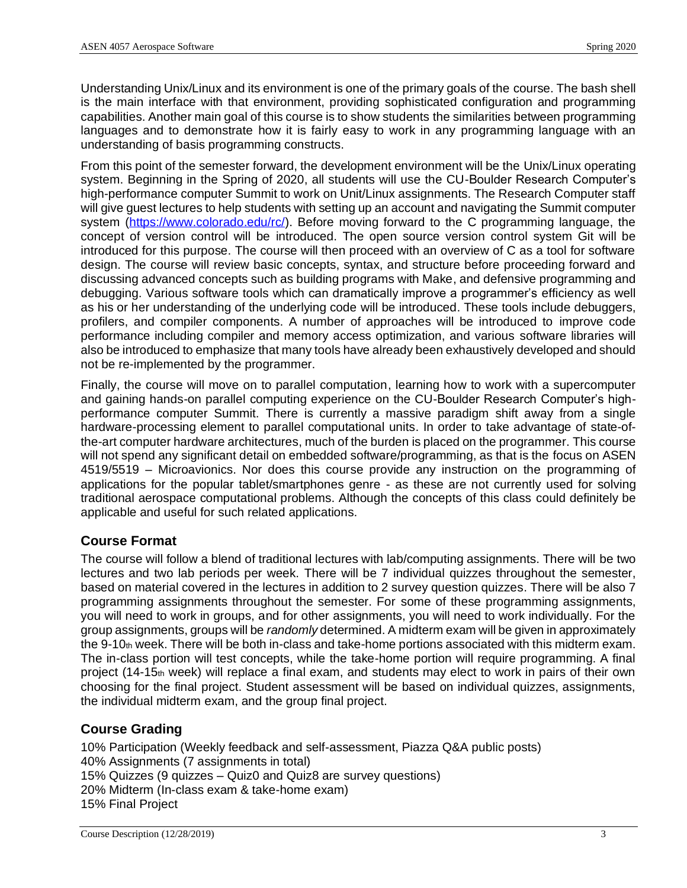Understanding Unix/Linux and its environment is one of the primary goals of the course. The bash shell is the main interface with that environment, providing sophisticated configuration and programming capabilities. Another main goal of this course is to show students the similarities between programming languages and to demonstrate how it is fairly easy to work in any programming language with an understanding of basis programming constructs.

From this point of the semester forward, the development environment will be the Unix/Linux operating system. Beginning in the Spring of 2020, all students will use the CU-Boulder Research Computer's high-performance computer Summit to work on Unit/Linux assignments. The Research Computer staff will give guest lectures to help students with setting up an account and navigating the Summit computer system (https://www.colorado.edu/rc/). Before moving forward to the C programming language, the concept of version control will be introduced. The open source version control system Git will be introduced for this purpose. The course will then proceed with an overview of C as a tool for software design. The course will review basic concepts, syntax, and structure before proceeding forward and discussing advanced concepts such as building programs with Make, and defensive programming and debugging. Various software tools which can dramatically improve a programmer's efficiency as well as his or her understanding of the underlying code will be introduced. These tools include debuggers, profilers, and compiler components. A number of approaches will be introduced to improve code performance including compiler and memory access optimization, and various software libraries will also be introduced to emphasize that many tools have already been exhaustively developed and should not be re-implemented by the programmer.

Finally, the course will move on to parallel computation, learning how to work with a supercomputer and gaining hands-on parallel computing experience on the CU-Boulder Research Computer's high-performance computer Summit. There is currently a massive paradigm shift away from a single hardware-processing element to parallel computational units. In order to take advantage of state-of-the-art computer hardware architectures, much of the burden is placed on the programmer. This course will not spend any significant detail on embedded software/programming, as that is the focus on ASEN 4519/5519 – Microavionics. Nor does this course provide any instruction on the programming of applications for the popular tablet/smartphones genre - as these are not currently used for solving traditional aerospace computational problems. Although the concepts of this class could definitely be applicable and useful for such related applications.

## Course Format

The course will follow a blend of traditional lectures with lab/computing assignments. There will be two lectures and two lab periods per week. There will be 7 individual quizzes throughout the semester, based on material covered in the lectures in addition to 2 survey question quizzes. There will be also 7 programming assignments throughout the semester. For some of these programming assignments, you will need to work in groups, and for other assignments, you will need to work individually. For the group assignments, groups will be *randomly* determined. A midterm exam will be given in approximately the 9-10th week. There will be both in-class and take-home portions associated with this midterm exam. The in-class portion will test concepts, while the take-home portion will require programming. A final project (14-15th week) will replace a final exam, and students may elect to work in pairs of their own choosing for the final project. Student assessment will be based on individual quizzes, assignments, the individual midterm exam, and the group final project.

## Course Grading

10% Participation (Weekly feedback and self-assessment, Piazza Q&A public posts)
40% Assignments (7 assignments in total)
15% Quizzes (9 quizzes – Quiz0 and Quiz8 are survey questions)
20% Midterm (In-class exam & take-home exam)
15% Final Project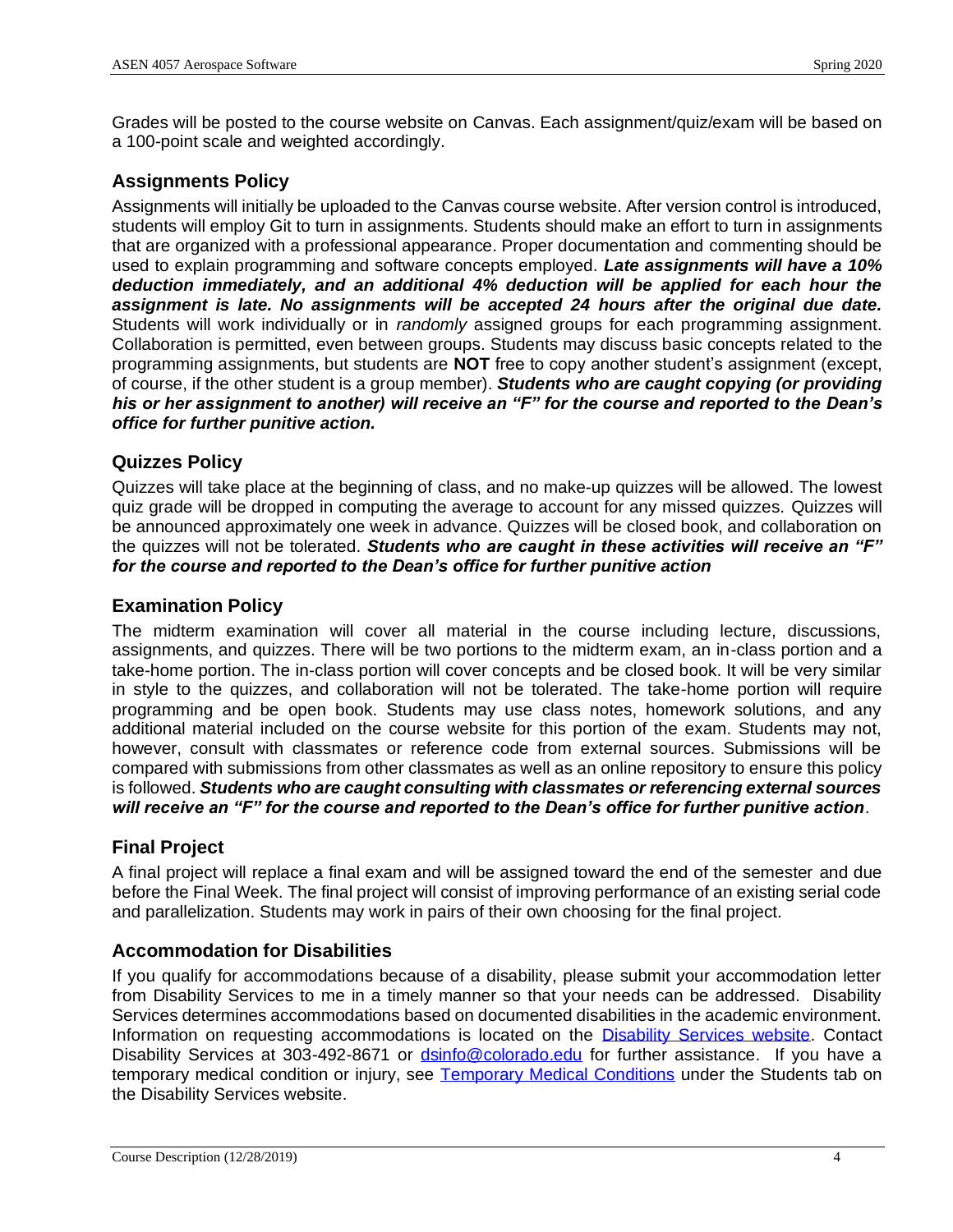Grades will be posted to the course website on Canvas. Each assignment/quiz/exam will be based on a 100-point scale and weighted accordingly.

## Assignments Policy

Assignments will initially be uploaded to the Canvas course website. After version control is introduced, students will employ Git to turn in assignments. Students should make an effort to turn in assignments that are organized with a professional appearance. Proper documentation and commenting should be used to explain programming and software concepts employed. ***Late assignments will have a 10% deduction immediately, and an additional 4% deduction will be applied for each hour the assignment is late. No assignments will be accepted 24 hours after the original due date.*** Students will work individually or in *randomly* assigned groups for each programming assignment. Collaboration is permitted, even between groups. Students may discuss basic concepts related to the programming assignments, but students are **NOT** free to copy another student's assignment (except, of course, if the other student is a group member). ***Students who are caught copying (or providing his or her assignment to another) will receive an "F" for the course and reported to the Dean's office for further punitive action.***

## Quizzes Policy

Quizzes will take place at the beginning of class, and no make-up quizzes will be allowed. The lowest quiz grade will be dropped in computing the average to account for any missed quizzes. Quizzes will be announced approximately one week in advance. Quizzes will be closed book, and collaboration on the quizzes will not be tolerated. ***Students who are caught in these activities will receive an "F" for the course and reported to the Dean's office for further punitive action***

## Examination Policy

The midterm examination will cover all material in the course including lecture, discussions, assignments, and quizzes. There will be two portions to the midterm exam, an in-class portion and a take-home portion. The in-class portion will cover concepts and be closed book. It will be very similar in style to the quizzes, and collaboration will not be tolerated. The take-home portion will require programming and be open book. Students may use class notes, homework solutions, and any additional material included on the course website for this portion of the exam. Students may not, however, consult with classmates or reference code from external sources. Submissions will be compared with submissions from other classmates as well as an online repository to ensure this policy is followed. ***Students who are caught consulting with classmates or referencing external sources will receive an "F" for the course and reported to the Dean's office for further punitive action***.

## Final Project

A final project will replace a final exam and will be assigned toward the end of the semester and due before the Final Week. The final project will consist of improving performance of an existing serial code and parallelization. Students may work in pairs of their own choosing for the final project.

## Accommodation for Disabilities

If you qualify for accommodations because of a disability, please submit your accommodation letter from Disability Services to me in a timely manner so that your needs can be addressed. Disability Services determines accommodations based on documented disabilities in the academic environment. Information on requesting accommodations is located on the [Disability Services website](). Contact Disability Services at 303-492-8671 or [dsinfo@colorado.edu]() for further assistance. If you have a temporary medical condition or injury, see [Temporary Medical Conditions]() under the Students tab on the Disability Services website.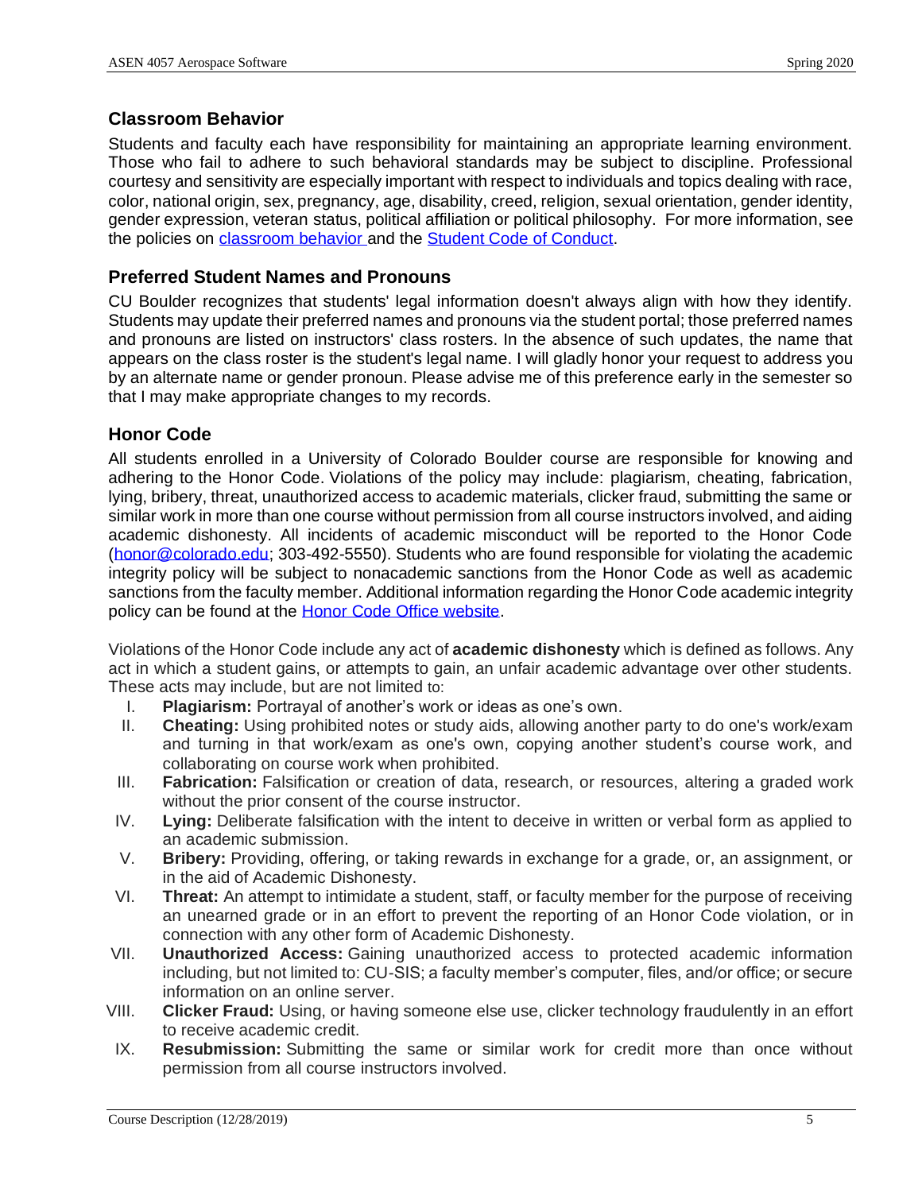## Classroom Behavior

Students and faculty each have responsibility for maintaining an appropriate learning environment. Those who fail to adhere to such behavioral standards may be subject to discipline. Professional courtesy and sensitivity are especially important with respect to individuals and topics dealing with race, color, national origin, sex, pregnancy, age, disability, creed, religion, sexual orientation, gender identity, gender expression, veteran status, political affiliation or political philosophy. For more information, see the policies on classroom behavior and the Student Code of Conduct.

## Preferred Student Names and Pronouns

CU Boulder recognizes that students' legal information doesn't always align with how they identify. Students may update their preferred names and pronouns via the student portal; those preferred names and pronouns are listed on instructors' class rosters. In the absence of such updates, the name that appears on the class roster is the student's legal name. I will gladly honor your request to address you by an alternate name or gender pronoun. Please advise me of this preference early in the semester so that I may make appropriate changes to my records.

## Honor Code

All students enrolled in a University of Colorado Boulder course are responsible for knowing and adhering to the Honor Code. Violations of the policy may include: plagiarism, cheating, fabrication, lying, bribery, threat, unauthorized access to academic materials, clicker fraud, submitting the same or similar work in more than one course without permission from all course instructors involved, and aiding academic dishonesty. All incidents of academic misconduct will be reported to the Honor Code (honor@colorado.edu; 303-492-5550). Students who are found responsible for violating the academic integrity policy will be subject to nonacademic sanctions from the Honor Code as well as academic sanctions from the faculty member. Additional information regarding the Honor Code academic integrity policy can be found at the Honor Code Office website.

Violations of the Honor Code include any act of **academic dishonesty** which is defined as follows. Any act in which a student gains, or attempts to gain, an unfair academic advantage over other students. These acts may include, but are not limited to:

I. **Plagiarism:** Portrayal of another's work or ideas as one's own.
II. **Cheating:** Using prohibited notes or study aids, allowing another party to do one's work/exam and turning in that work/exam as one's own, copying another student's course work, and collaborating on course work when prohibited.
III. **Fabrication:** Falsification or creation of data, research, or resources, altering a graded work without the prior consent of the course instructor.
IV. **Lying:** Deliberate falsification with the intent to deceive in written or verbal form as applied to an academic submission.
V. **Bribery:** Providing, offering, or taking rewards in exchange for a grade, or, an assignment, or in the aid of Academic Dishonesty.
VI. **Threat:** An attempt to intimidate a student, staff, or faculty member for the purpose of receiving an unearned grade or in an effort to prevent the reporting of an Honor Code violation, or in connection with any other form of Academic Dishonesty.
VII. **Unauthorized Access:** Gaining unauthorized access to protected academic information including, but not limited to: CU-SIS; a faculty member's computer, files, and/or office; or secure information on an online server.
VIII. **Clicker Fraud:** Using, or having someone else use, clicker technology fraudulently in an effort to receive academic credit.
IX. **Resubmission:** Submitting the same or similar work for credit more than once without permission from all course instructors involved.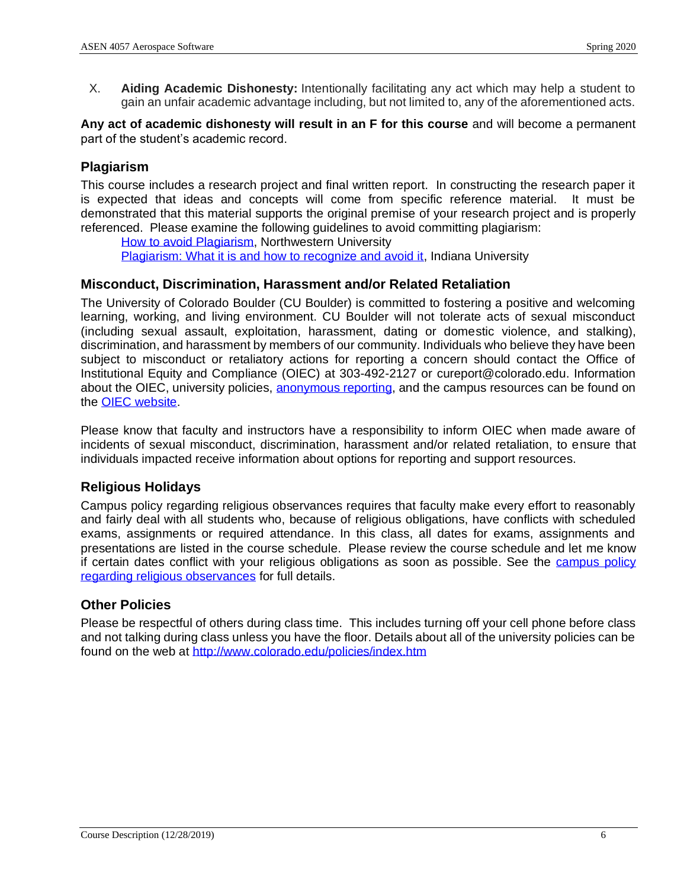X. **Aiding Academic Dishonesty:** Intentionally facilitating any act which may help a student to gain an unfair academic advantage including, but not limited to, any of the aforementioned acts.

**Any act of academic dishonesty will result in an F for this course** and will become a permanent part of the student's academic record.

## Plagiarism

This course includes a research project and final written report. In constructing the research paper it is expected that ideas and concepts will come from specific reference material. It must be demonstrated that this material supports the original premise of your research project and is properly referenced. Please examine the following guidelines to avoid committing plagiarism:

How to avoid Plagiarism, Northwestern University
Plagiarism: What it is and how to recognize and avoid it, Indiana University

## Misconduct, Discrimination, Harassment and/or Related Retaliation

The University of Colorado Boulder (CU Boulder) is committed to fostering a positive and welcoming learning, working, and living environment. CU Boulder will not tolerate acts of sexual misconduct (including sexual assault, exploitation, harassment, dating or domestic violence, and stalking), discrimination, and harassment by members of our community. Individuals who believe they have been subject to misconduct or retaliatory actions for reporting a concern should contact the Office of Institutional Equity and Compliance (OIEC) at 303-492-2127 or cureport@colorado.edu. Information about the OIEC, university policies, anonymous reporting, and the campus resources can be found on the OIEC website.

Please know that faculty and instructors have a responsibility to inform OIEC when made aware of incidents of sexual misconduct, discrimination, harassment and/or related retaliation, to ensure that individuals impacted receive information about options for reporting and support resources.

## Religious Holidays

Campus policy regarding religious observances requires that faculty make every effort to reasonably and fairly deal with all students who, because of religious obligations, have conflicts with scheduled exams, assignments or required attendance. In this class, all dates for exams, assignments and presentations are listed in the course schedule. Please review the course schedule and let me know if certain dates conflict with your religious obligations as soon as possible. See the campus policy regarding religious observances for full details.

## Other Policies

Please be respectful of others during class time. This includes turning off your cell phone before class and not talking during class unless you have the floor. Details about all of the university policies can be found on the web at http://www.colorado.edu/policies/index.htm